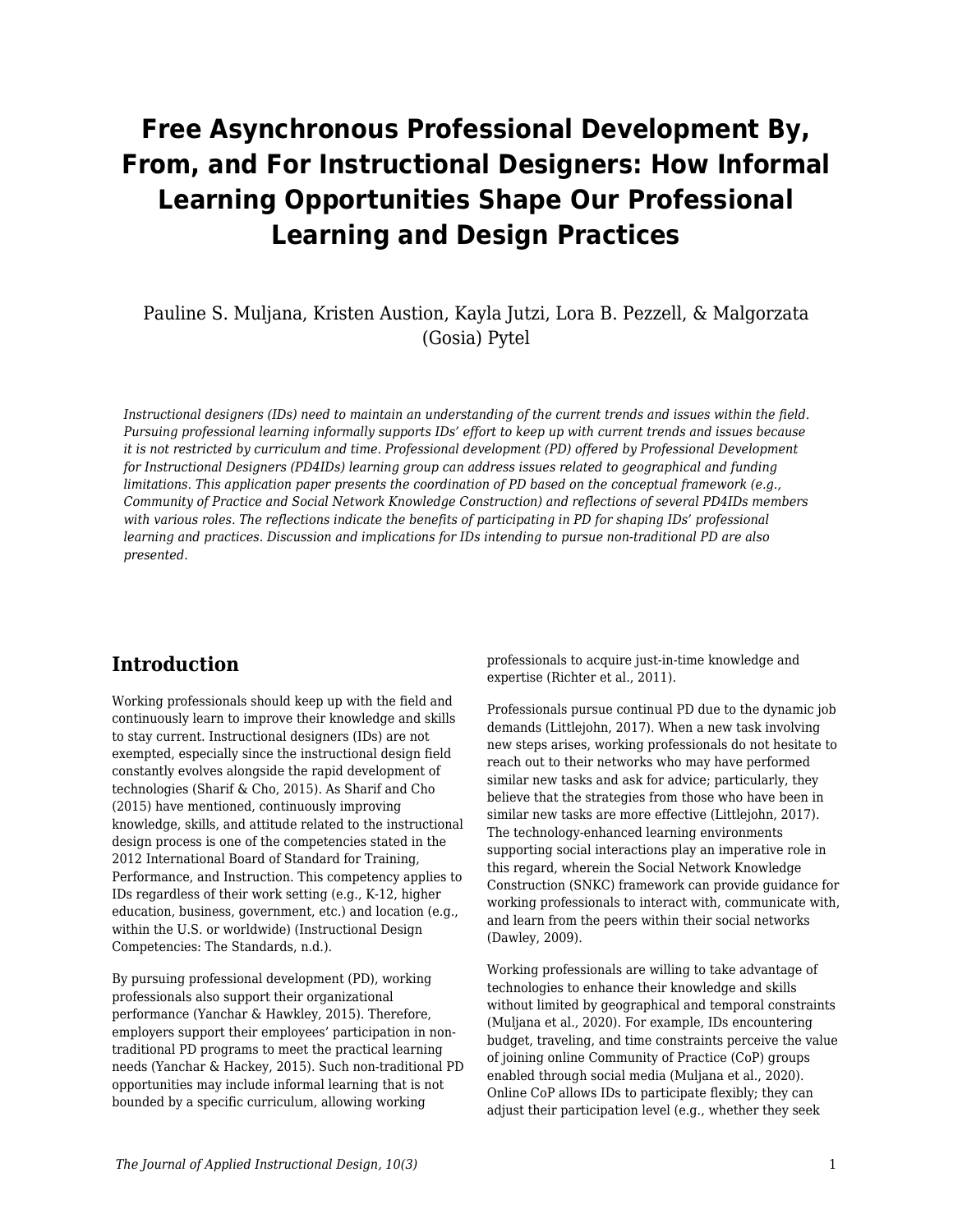# Free Asynchronous Professional Development By, From, and For Instructional Designers: How Informal Learning Opportunities Shape Our Professional Learning and Design Practices

Pauline S. Muljana, Kristen Austion, Kayla Jutzi, Lora B. Pezzell, & Malgorzata (Gosia) Pytel

*Instructional designers (IDs) need to maintain an understanding of the current trends and issues within the field. Pursuing professional learning informally supports IDs' effort to keep up with current trends and issues because it is not restricted by curriculum and time. Professional development (PD) offered by Professional Development for Instructional Designers (PD4IDs) learning group can address issues related to geographical and funding limitations. This application paper presents the coordination of PD based on the conceptual framework (e.g., Community of Practice and Social Network Knowledge Construction) and reflections of several PD4IDs members with various roles. The reflections indicate the benefits of participating in PD for shaping IDs' professional learning and practices. Discussion and implications for IDs intending to pursue non-traditional PD are also presented.*

## Introduction

Working professionals should keep up with the field and continuously learn to improve their knowledge and skills to stay current. Instructional designers (IDs) are not exempted, especially since the instructional design field constantly evolves alongside the rapid development of technologies (Sharif & Cho, 2015). As Sharif and Cho (2015) have mentioned, continuously improving knowledge, skills, and attitude related to the instructional design process is one of the competencies stated in the 2012 International Board of Standard for Training, Performance, and Instruction. This competency applies to IDs regardless of their work setting (e.g., K-12, higher education, business, government, etc.) and location (e.g., within the U.S. or worldwide) (Instructional Design Competencies: The Standards, n.d.).

By pursuing professional development (PD), working professionals also support their organizational performance (Yanchar & Hawkley, 2015). Therefore, employers support their employees' participation in non-traditional PD programs to meet the practical learning needs (Yanchar & Hackey, 2015). Such non-traditional PD opportunities may include informal learning that is not bounded by a specific curriculum, allowing working professionals to acquire just-in-time knowledge and expertise (Richter et al., 2011).

Professionals pursue continual PD due to the dynamic job demands (Littlejohn, 2017). When a new task involving new steps arises, working professionals do not hesitate to reach out to their networks who may have performed similar new tasks and ask for advice; particularly, they believe that the strategies from those who have been in similar new tasks are more effective (Littlejohn, 2017). The technology-enhanced learning environments supporting social interactions play an imperative role in this regard, wherein the Social Network Knowledge Construction (SNKC) framework can provide guidance for working professionals to interact with, communicate with, and learn from the peers within their social networks (Dawley, 2009).

Working professionals are willing to take advantage of technologies to enhance their knowledge and skills without limited by geographical and temporal constraints (Muljana et al., 2020). For example, IDs encountering budget, traveling, and time constraints perceive the value of joining online Community of Practice (CoP) groups enabled through social media (Muljana et al., 2020). Online CoP allows IDs to participate flexibly; they can adjust their participation level (e.g., whether they seek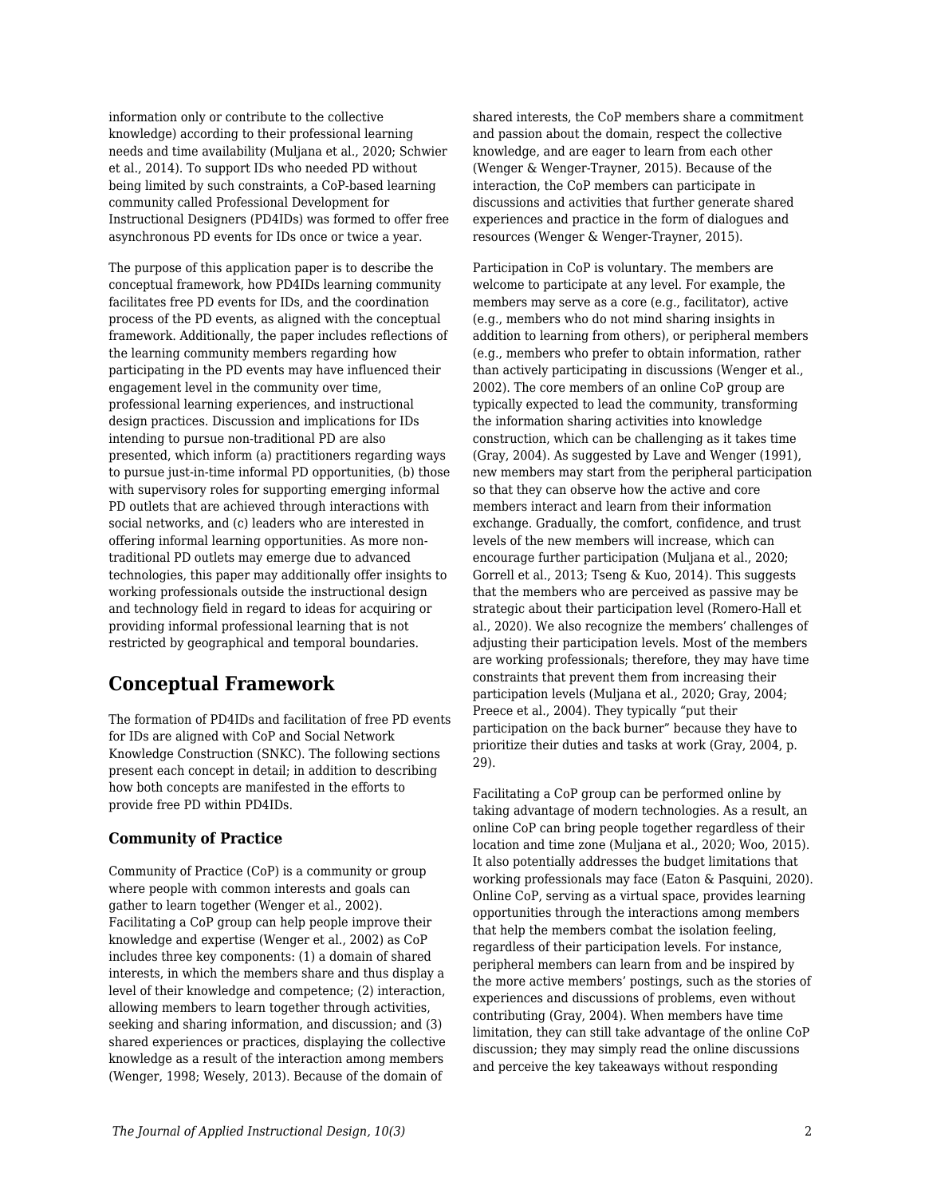information only or contribute to the collective knowledge) according to their professional learning needs and time availability (Muljana et al., 2020; Schwier et al., 2014). To support IDs who needed PD without being limited by such constraints, a CoP-based learning community called Professional Development for Instructional Designers (PD4IDs) was formed to offer free asynchronous PD events for IDs once or twice a year.

The purpose of this application paper is to describe the conceptual framework, how PD4IDs learning community facilitates free PD events for IDs, and the coordination process of the PD events, as aligned with the conceptual framework. Additionally, the paper includes reflections of the learning community members regarding how participating in the PD events may have influenced their engagement level in the community over time, professional learning experiences, and instructional design practices. Discussion and implications for IDs intending to pursue non-traditional PD are also presented, which inform (a) practitioners regarding ways to pursue just-in-time informal PD opportunities, (b) those with supervisory roles for supporting emerging informal PD outlets that are achieved through interactions with social networks, and (c) leaders who are interested in offering informal learning opportunities. As more non-traditional PD outlets may emerge due to advanced technologies, this paper may additionally offer insights to working professionals outside the instructional design and technology field in regard to ideas for acquiring or providing informal professional learning that is not restricted by geographical and temporal boundaries.

## Conceptual Framework

The formation of PD4IDs and facilitation of free PD events for IDs are aligned with CoP and Social Network Knowledge Construction (SNKC). The following sections present each concept in detail; in addition to describing how both concepts are manifested in the efforts to provide free PD within PD4IDs.

### Community of Practice

Community of Practice (CoP) is a community or group where people with common interests and goals can gather to learn together (Wenger et al., 2002). Facilitating a CoP group can help people improve their knowledge and expertise (Wenger et al., 2002) as CoP includes three key components: (1) a domain of shared interests, in which the members share and thus display a level of their knowledge and competence; (2) interaction, allowing members to learn together through activities, seeking and sharing information, and discussion; and (3) shared experiences or practices, displaying the collective knowledge as a result of the interaction among members (Wenger, 1998; Wesely, 2013). Because of the domain of shared interests, the CoP members share a commitment and passion about the domain, respect the collective knowledge, and are eager to learn from each other (Wenger & Wenger-Trayner, 2015). Because of the interaction, the CoP members can participate in discussions and activities that further generate shared experiences and practice in the form of dialogues and resources (Wenger & Wenger-Trayner, 2015).

Participation in CoP is voluntary. The members are welcome to participate at any level. For example, the members may serve as a core (e.g., facilitator), active (e.g., members who do not mind sharing insights in addition to learning from others), or peripheral members (e.g., members who prefer to obtain information, rather than actively participating in discussions (Wenger et al., 2002). The core members of an online CoP group are typically expected to lead the community, transforming the information sharing activities into knowledge construction, which can be challenging as it takes time (Gray, 2004). As suggested by Lave and Wenger (1991), new members may start from the peripheral participation so that they can observe how the active and core members interact and learn from their information exchange. Gradually, the comfort, confidence, and trust levels of the new members will increase, which can encourage further participation (Muljana et al., 2020; Gorrell et al., 2013; Tseng & Kuo, 2014). This suggests that the members who are perceived as passive may be strategic about their participation level (Romero-Hall et al., 2020). We also recognize the members' challenges of adjusting their participation levels. Most of the members are working professionals; therefore, they may have time constraints that prevent them from increasing their participation levels (Muljana et al., 2020; Gray, 2004; Preece et al., 2004). They typically "put their participation on the back burner" because they have to prioritize their duties and tasks at work (Gray, 2004, p. 29).

Facilitating a CoP group can be performed online by taking advantage of modern technologies. As a result, an online CoP can bring people together regardless of their location and time zone (Muljana et al., 2020; Woo, 2015). It also potentially addresses the budget limitations that working professionals may face (Eaton & Pasquini, 2020). Online CoP, serving as a virtual space, provides learning opportunities through the interactions among members that help the members combat the isolation feeling, regardless of their participation levels. For instance, peripheral members can learn from and be inspired by the more active members' postings, such as the stories of experiences and discussions of problems, even without contributing (Gray, 2004). When members have time limitation, they can still take advantage of the online CoP discussion; they may simply read the online discussions and perceive the key takeaways without responding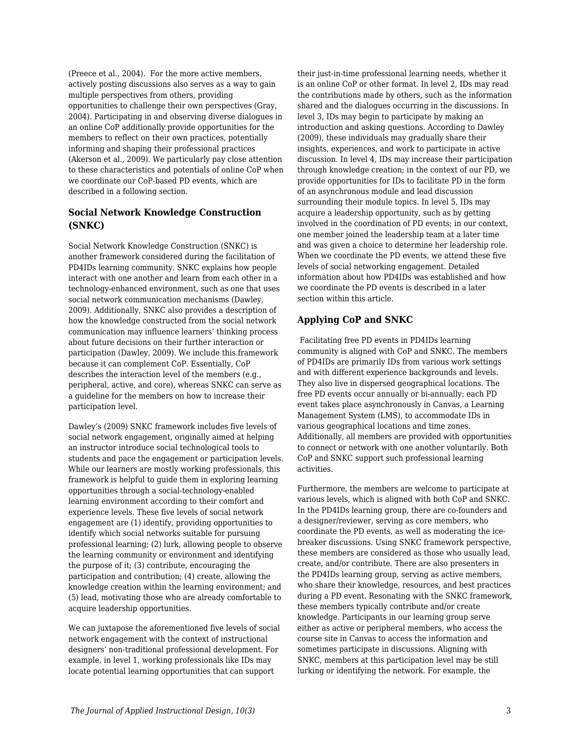(Preece et al., 2004). For the more active members, actively posting discussions also serves as a way to gain multiple perspectives from others, providing opportunities to challenge their own perspectives (Gray, 2004). Participating in and observing diverse dialogues in an online CoP additionally provide opportunities for the members to reflect on their own practices, potentially informing and shaping their professional practices (Akerson et al., 2009). We particularly pay close attention to these characteristics and potentials of online CoP when we coordinate our CoP-based PD events, which are described in a following section.

### Social Network Knowledge Construction (SNKC)

Social Network Knowledge Construction (SNKC) is another framework considered during the facilitation of PD4IDs learning community. SNKC explains how people interact with one another and learn from each other in a technology-enhanced environment, such as one that uses social network communication mechanisms (Dawley, 2009). Additionally, SNKC also provides a description of how the knowledge constructed from the social network communication may influence learners' thinking process about future decisions on their further interaction or participation (Dawley, 2009). We include this framework because it can complement CoP. Essentially, CoP describes the interaction level of the members (e.g., peripheral, active, and core), whereas SNKC can serve as a guideline for the members on how to increase their participation level.

Dawley's (2009) SNKC framework includes five levels of social network engagement, originally aimed at helping an instructor introduce social technological tools to students and pace the engagement or participation levels. While our learners are mostly working professionals, this framework is helpful to guide them in exploring learning opportunities through a social-technology-enabled learning environment according to their comfort and experience levels. These five levels of social network engagement are (1) identify, providing opportunities to identify which social networks suitable for pursuing professional learning; (2) lurk, allowing people to observe the learning community or environment and identifying the purpose of it; (3) contribute, encouraging the participation and contribution; (4) create, allowing the knowledge creation within the learning environment; and (5) lead, motivating those who are already comfortable to acquire leadership opportunities.

We can juxtapose the aforementioned five levels of social network engagement with the context of instructional designers' non-traditional professional development. For example, in level 1, working professionals like IDs may locate potential learning opportunities that can support their just-in-time professional learning needs, whether it is an online CoP or other format. In level 2, IDs may read the contributions made by others, such as the information shared and the dialogues occurring in the discussions. In level 3, IDs may begin to participate by making an introduction and asking questions. According to Dawley (2009), these individuals may gradually share their insights, experiences, and work to participate in active discussion. In level 4, IDs may increase their participation through knowledge creation; in the context of our PD, we provide opportunities for IDs to facilitate PD in the form of an asynchronous module and lead discussion surrounding their module topics. In level 5, IDs may acquire a leadership opportunity, such as by getting involved in the coordination of PD events; in our context, one member joined the leadership team at a later time and was given a choice to determine her leadership role. When we coordinate the PD events, we attend these five levels of social networking engagement. Detailed information about how PD4IDs was established and how we coordinate the PD events is described in a later section within this article.

### Applying CoP and SNKC

Facilitating free PD events in PD4IDs learning community is aligned with CoP and SNKC. The members of PD4IDs are primarily IDs from various work settings and with different experience backgrounds and levels. They also live in dispersed geographical locations. The free PD events occur annually or bi-annually; each PD event takes place asynchronously in Canvas, a Learning Management System (LMS), to accommodate IDs in various geographical locations and time zones. Additionally, all members are provided with opportunities to connect or network with one another voluntarily. Both CoP and SNKC support such professional learning activities.

Furthermore, the members are welcome to participate at various levels, which is aligned with both CoP and SNKC. In the PD4IDs learning group, there are co-founders and a designer/reviewer, serving as core members, who coordinate the PD events, as well as moderating the ice-breaker discussions. Using SNKC framework perspective, these members are considered as those who usually lead, create, and/or contribute. There are also presenters in the PD4IDs learning group, serving as active members, who share their knowledge, resources, and best practices during a PD event. Resonating with the SNKC framework, these members typically contribute and/or create knowledge. Participants in our learning group serve either as active or peripheral members, who access the course site in Canvas to access the information and sometimes participate in discussions. Aligning with SNKC, members at this participation level may be still lurking or identifying the network. For example, the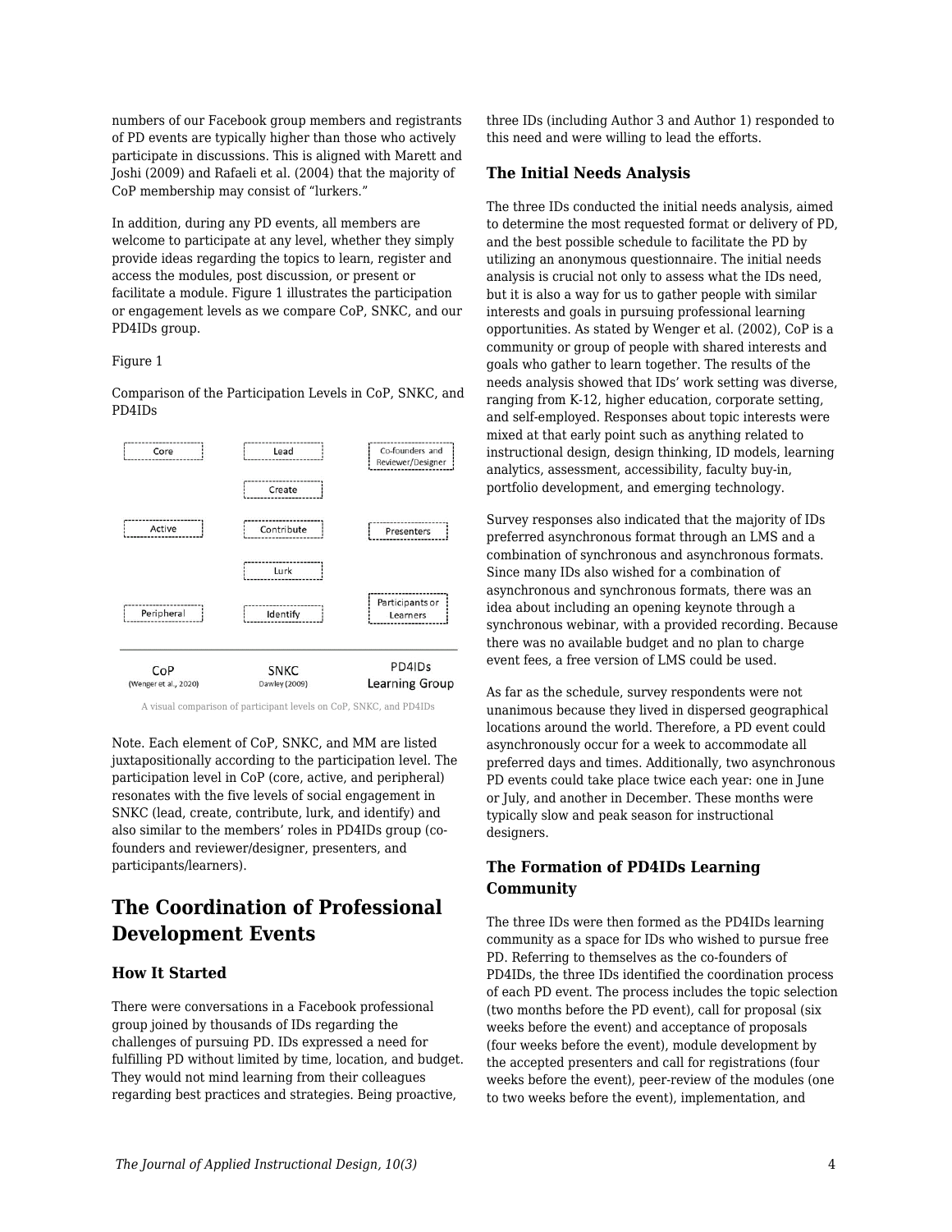numbers of our Facebook group members and registrants of PD events are typically higher than those who actively participate in discussions. This is aligned with Marett and Joshi (2009) and Rafaeli et al. (2004) that the majority of CoP membership may consist of "lurkers."

In addition, during any PD events, all members are welcome to participate at any level, whether they simply provide ideas regarding the topics to learn, register and access the modules, post discussion, or present or facilitate a module. Figure 1 illustrates the participation or engagement levels as we compare CoP, SNKC, and our PD4IDs group.

Figure 1

Comparison of the Participation Levels in CoP, SNKC, and PD4IDs

A visual comparison of participant levels on CoP, SNKC, and PD4IDs

Note. Each element of CoP, SNKC, and MM are listed juxtapositionally according to the participation level. The participation level in CoP (core, active, and peripheral) resonates with the five levels of social engagement in SNKC (lead, create, contribute, lurk, and identify) and also similar to the members' roles in PD4IDs group (co-founders and reviewer/designer, presenters, and participants/learners).

# The Coordination of Professional Development Events

## How It Started

There were conversations in a Facebook professional group joined by thousands of IDs regarding the challenges of pursuing PD. IDs expressed a need for fulfilling PD without limited by time, location, and budget. They would not mind learning from their colleagues regarding best practices and strategies. Being proactive, three IDs (including Author 3 and Author 1) responded to this need and were willing to lead the efforts.

## The Initial Needs Analysis

The three IDs conducted the initial needs analysis, aimed to determine the most requested format or delivery of PD, and the best possible schedule to facilitate the PD by utilizing an anonymous questionnaire. The initial needs analysis is crucial not only to assess what the IDs need, but it is also a way for us to gather people with similar interests and goals in pursuing professional learning opportunities. As stated by Wenger et al. (2002), CoP is a community or group of people with shared interests and goals who gather to learn together. The results of the needs analysis showed that IDs' work setting was diverse, ranging from K-12, higher education, corporate setting, and self-employed. Responses about topic interests were mixed at that early point such as anything related to instructional design, design thinking, ID models, learning analytics, assessment, accessibility, faculty buy-in, portfolio development, and emerging technology.

Survey responses also indicated that the majority of IDs preferred asynchronous format through an LMS and a combination of synchronous and asynchronous formats. Since many IDs also wished for a combination of asynchronous and synchronous formats, there was an idea about including an opening keynote through a synchronous webinar, with a provided recording. Because there was no available budget and no plan to charge event fees, a free version of LMS could be used.

As far as the schedule, survey respondents were not unanimous because they lived in dispersed geographical locations around the world. Therefore, a PD event could asynchronously occur for a week to accommodate all preferred days and times. Additionally, two asynchronous PD events could take place twice each year: one in June or July, and another in December. These months were typically slow and peak season for instructional designers.

## The Formation of PD4IDs Learning Community

The three IDs were then formed as the PD4IDs learning community as a space for IDs who wished to pursue free PD. Referring to themselves as the co-founders of PD4IDs, the three IDs identified the coordination process of each PD event. The process includes the topic selection (two months before the PD event), call for proposal (six weeks before the event) and acceptance of proposals (four weeks before the event), module development by the accepted presenters and call for registrations (four weeks before the event), peer-review of the modules (one to two weeks before the event), implementation, and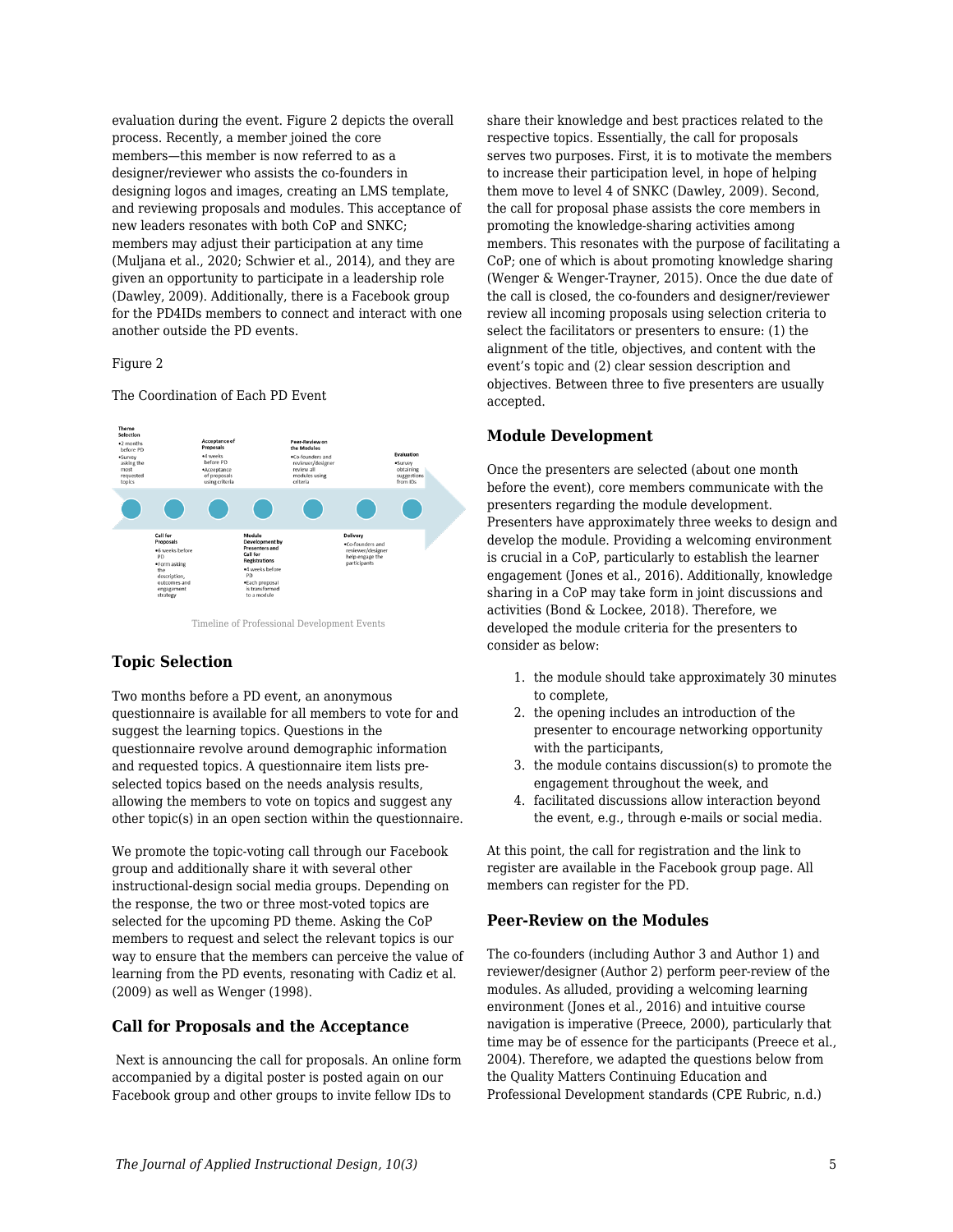evaluation during the event. Figure 2 depicts the overall process. Recently, a member joined the core members—this member is now referred to as a designer/reviewer who assists the co-founders in designing logos and images, creating an LMS template, and reviewing proposals and modules. This acceptance of new leaders resonates with both CoP and SNKC; members may adjust their participation at any time (Muljana et al., 2020; Schwier et al., 2014), and they are given an opportunity to participate in a leadership role (Dawley, 2009). Additionally, there is a Facebook group for the PD4IDs members to connect and interact with one another outside the PD events.

Figure 2

The Coordination of Each PD Event

Timeline of Professional Development Events

### Topic Selection

Two months before a PD event, an anonymous questionnaire is available for all members to vote for and suggest the learning topics. Questions in the questionnaire revolve around demographic information and requested topics. A questionnaire item lists pre-selected topics based on the needs analysis results, allowing the members to vote on topics and suggest any other topic(s) in an open section within the questionnaire.

We promote the topic-voting call through our Facebook group and additionally share it with several other instructional-design social media groups. Depending on the response, the two or three most-voted topics are selected for the upcoming PD theme. Asking the CoP members to request and select the relevant topics is our way to ensure that the members can perceive the value of learning from the PD events, resonating with Cadiz et al. (2009) as well as Wenger (1998).

### Call for Proposals and the Acceptance

Next is announcing the call for proposals. An online form accompanied by a digital poster is posted again on our Facebook group and other groups to invite fellow IDs to share their knowledge and best practices related to the respective topics. Essentially, the call for proposals serves two purposes. First, it is to motivate the members to increase their participation level, in hope of helping them move to level 4 of SNKC (Dawley, 2009). Second, the call for proposal phase assists the core members in promoting the knowledge-sharing activities among members. This resonates with the purpose of facilitating a CoP; one of which is about promoting knowledge sharing (Wenger & Wenger-Trayner, 2015). Once the due date of the call is closed, the co-founders and designer/reviewer review all incoming proposals using selection criteria to select the facilitators or presenters to ensure: (1) the alignment of the title, objectives, and content with the event's topic and (2) clear session description and objectives. Between three to five presenters are usually accepted.

### Module Development

Once the presenters are selected (about one month before the event), core members communicate with the presenters regarding the module development. Presenters have approximately three weeks to design and develop the module. Providing a welcoming environment is crucial in a CoP, particularly to establish the learner engagement (Jones et al., 2016). Additionally, knowledge sharing in a CoP may take form in joint discussions and activities (Bond & Lockee, 2018). Therefore, we developed the module criteria for the presenters to consider as below:

1. the module should take approximately 30 minutes to complete,
2. the opening includes an introduction of the presenter to encourage networking opportunity with the participants,
3. the module contains discussion(s) to promote the engagement throughout the week, and
4. facilitated discussions allow interaction beyond the event, e.g., through e-mails or social media.

At this point, the call for registration and the link to register are available in the Facebook group page. All members can register for the PD.

### Peer-Review on the Modules

The co-founders (including Author 3 and Author 1) and reviewer/designer (Author 2) perform peer-review of the modules. As alluded, providing a welcoming learning environment (Jones et al., 2016) and intuitive course navigation is imperative (Preece, 2000), particularly that time may be of essence for the participants (Preece et al., 2004). Therefore, we adapted the questions below from the Quality Matters Continuing Education and Professional Development standards (CPE Rubric, n.d.)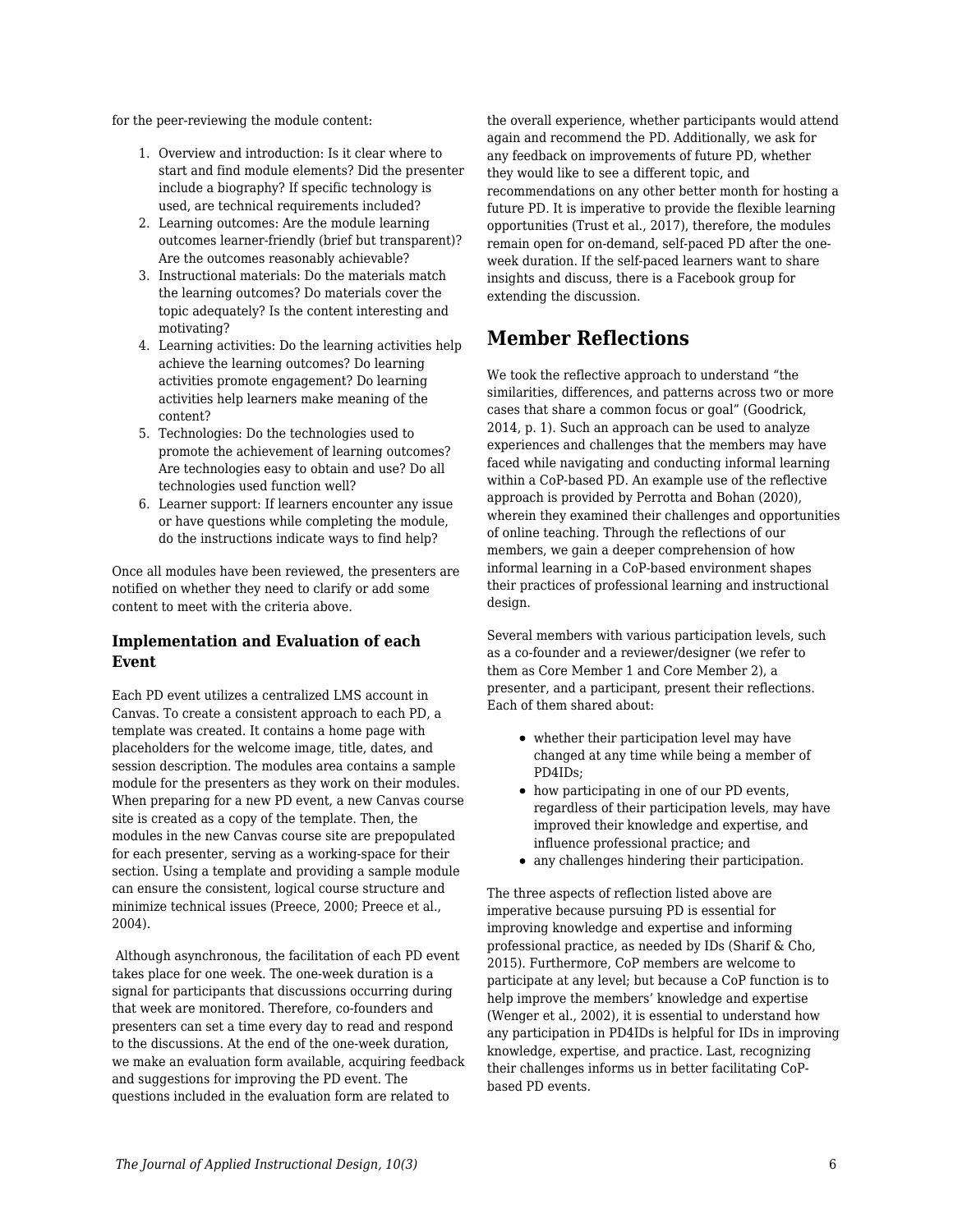for the peer-reviewing the module content:

1. Overview and introduction: Is it clear where to start and find module elements? Did the presenter include a biography? If specific technology is used, are technical requirements included?
2. Learning outcomes: Are the module learning outcomes learner-friendly (brief but transparent)? Are the outcomes reasonably achievable?
3. Instructional materials: Do the materials match the learning outcomes? Do materials cover the topic adequately? Is the content interesting and motivating?
4. Learning activities: Do the learning activities help achieve the learning outcomes? Do learning activities promote engagement? Do learning activities help learners make meaning of the content?
5. Technologies: Do the technologies used to promote the achievement of learning outcomes? Are technologies easy to obtain and use? Do all technologies used function well?
6. Learner support: If learners encounter any issue or have questions while completing the module, do the instructions indicate ways to find help?

Once all modules have been reviewed, the presenters are notified on whether they need to clarify or add some content to meet with the criteria above.

### Implementation and Evaluation of each Event

Each PD event utilizes a centralized LMS account in Canvas. To create a consistent approach to each PD, a template was created. It contains a home page with placeholders for the welcome image, title, dates, and session description. The modules area contains a sample module for the presenters as they work on their modules. When preparing for a new PD event, a new Canvas course site is created as a copy of the template. Then, the modules in the new Canvas course site are prepopulated for each presenter, serving as a working-space for their section. Using a template and providing a sample module can ensure the consistent, logical course structure and minimize technical issues (Preece, 2000; Preece et al., 2004).

Although asynchronous, the facilitation of each PD event takes place for one week. The one-week duration is a signal for participants that discussions occurring during that week are monitored. Therefore, co-founders and presenters can set a time every day to read and respond to the discussions. At the end of the one-week duration, we make an evaluation form available, acquiring feedback and suggestions for improving the PD event. The questions included in the evaluation form are related to the overall experience, whether participants would attend again and recommend the PD. Additionally, we ask for any feedback on improvements of future PD, whether they would like to see a different topic, and recommendations on any other better month for hosting a future PD. It is imperative to provide the flexible learning opportunities (Trust et al., 2017), therefore, the modules remain open for on-demand, self-paced PD after the one-week duration. If the self-paced learners want to share insights and discuss, there is a Facebook group for extending the discussion.

## Member Reflections

We took the reflective approach to understand "the similarities, differences, and patterns across two or more cases that share a common focus or goal" (Goodrick, 2014, p. 1). Such an approach can be used to analyze experiences and challenges that the members may have faced while navigating and conducting informal learning within a CoP-based PD. An example use of the reflective approach is provided by Perrotta and Bohan (2020), wherein they examined their challenges and opportunities of online teaching. Through the reflections of our members, we gain a deeper comprehension of how informal learning in a CoP-based environment shapes their practices of professional learning and instructional design.

Several members with various participation levels, such as a co-founder and a reviewer/designer (we refer to them as Core Member 1 and Core Member 2), a presenter, and a participant, present their reflections. Each of them shared about:

- whether their participation level may have changed at any time while being a member of PD4IDs;
- how participating in one of our PD events, regardless of their participation levels, may have improved their knowledge and expertise, and influence professional practice; and
- any challenges hindering their participation.

The three aspects of reflection listed above are imperative because pursuing PD is essential for improving knowledge and expertise and informing professional practice, as needed by IDs (Sharif & Cho, 2015). Furthermore, CoP members are welcome to participate at any level; but because a CoP function is to help improve the members' knowledge and expertise (Wenger et al., 2002), it is essential to understand how any participation in PD4IDs is helpful for IDs in improving knowledge, expertise, and practice. Last, recognizing their challenges informs us in better facilitating CoP-based PD events.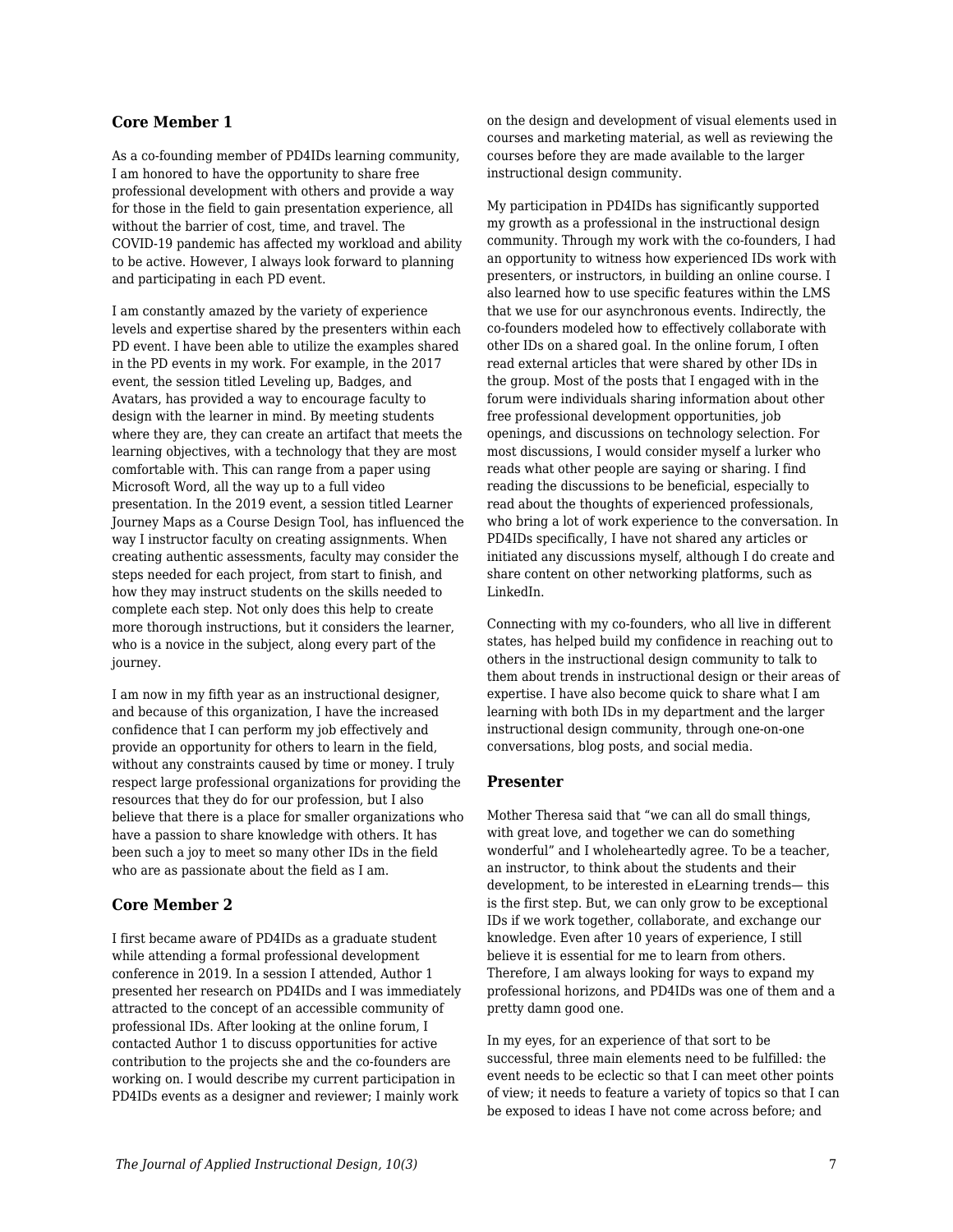### Core Member 1

As a co-founding member of PD4IDs learning community, I am honored to have the opportunity to share free professional development with others and provide a way for those in the field to gain presentation experience, all without the barrier of cost, time, and travel. The COVID-19 pandemic has affected my workload and ability to be active. However, I always look forward to planning and participating in each PD event.

I am constantly amazed by the variety of experience levels and expertise shared by the presenters within each PD event. I have been able to utilize the examples shared in the PD events in my work. For example, in the 2017 event, the session titled Leveling up, Badges, and Avatars, has provided a way to encourage faculty to design with the learner in mind. By meeting students where they are, they can create an artifact that meets the learning objectives, with a technology that they are most comfortable with. This can range from a paper using Microsoft Word, all the way up to a full video presentation. In the 2019 event, a session titled Learner Journey Maps as a Course Design Tool, has influenced the way I instructor faculty on creating assignments. When creating authentic assessments, faculty may consider the steps needed for each project, from start to finish, and how they may instruct students on the skills needed to complete each step. Not only does this help to create more thorough instructions, but it considers the learner, who is a novice in the subject, along every part of the journey.

I am now in my fifth year as an instructional designer, and because of this organization, I have the increased confidence that I can perform my job effectively and provide an opportunity for others to learn in the field, without any constraints caused by time or money. I truly respect large professional organizations for providing the resources that they do for our profession, but I also believe that there is a place for smaller organizations who have a passion to share knowledge with others. It has been such a joy to meet so many other IDs in the field who are as passionate about the field as I am.

### Core Member 2

I first became aware of PD4IDs as a graduate student while attending a formal professional development conference in 2019. In a session I attended, Author 1 presented her research on PD4IDs and I was immediately attracted to the concept of an accessible community of professional IDs. After looking at the online forum, I contacted Author 1 to discuss opportunities for active contribution to the projects she and the co-founders are working on. I would describe my current participation in PD4IDs events as a designer and reviewer; I mainly work on the design and development of visual elements used in courses and marketing material, as well as reviewing the courses before they are made available to the larger instructional design community.

My participation in PD4IDs has significantly supported my growth as a professional in the instructional design community. Through my work with the co-founders, I had an opportunity to witness how experienced IDs work with presenters, or instructors, in building an online course. I also learned how to use specific features within the LMS that we use for our asynchronous events. Indirectly, the co-founders modeled how to effectively collaborate with other IDs on a shared goal. In the online forum, I often read external articles that were shared by other IDs in the group. Most of the posts that I engaged with in the forum were individuals sharing information about other free professional development opportunities, job openings, and discussions on technology selection. For most discussions, I would consider myself a lurker who reads what other people are saying or sharing. I find reading the discussions to be beneficial, especially to read about the thoughts of experienced professionals, who bring a lot of work experience to the conversation. In PD4IDs specifically, I have not shared any articles or initiated any discussions myself, although I do create and share content on other networking platforms, such as LinkedIn.

Connecting with my co-founders, who all live in different states, has helped build my confidence in reaching out to others in the instructional design community to talk to them about trends in instructional design or their areas of expertise. I have also become quick to share what I am learning with both IDs in my department and the larger instructional design community, through one-on-one conversations, blog posts, and social media.

### Presenter

Mother Theresa said that "we can all do small things, with great love, and together we can do something wonderful" and I wholeheartedly agree. To be a teacher, an instructor, to think about the students and their development, to be interested in eLearning trends— this is the first step. But, we can only grow to be exceptional IDs if we work together, collaborate, and exchange our knowledge. Even after 10 years of experience, I still believe it is essential for me to learn from others. Therefore, I am always looking for ways to expand my professional horizons, and PD4IDs was one of them and a pretty damn good one.

In my eyes, for an experience of that sort to be successful, three main elements need to be fulfilled: the event needs to be eclectic so that I can meet other points of view; it needs to feature a variety of topics so that I can be exposed to ideas I have not come across before; and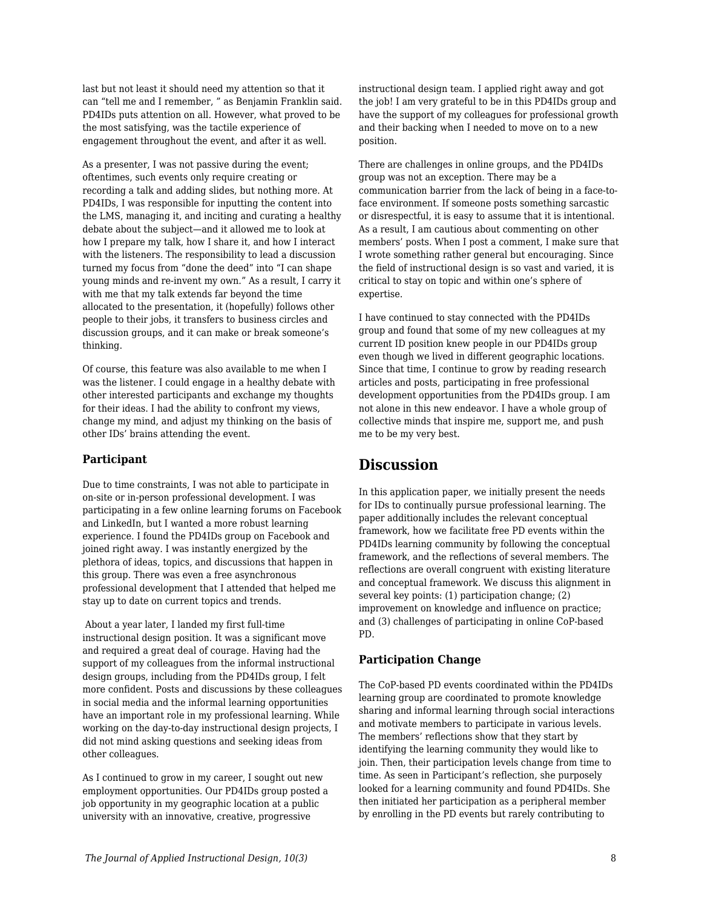last but not least it should need my attention so that it can "tell me and I remember, " as Benjamin Franklin said. PD4IDs puts attention on all. However, what proved to be the most satisfying, was the tactile experience of engagement throughout the event, and after it as well.

As a presenter, I was not passive during the event; oftentimes, such events only require creating or recording a talk and adding slides, but nothing more. At PD4IDs, I was responsible for inputting the content into the LMS, managing it, and inciting and curating a healthy debate about the subject—and it allowed me to look at how I prepare my talk, how I share it, and how I interact with the listeners. The responsibility to lead a discussion turned my focus from "done the deed" into "I can shape young minds and re-invent my own." As a result, I carry it with me that my talk extends far beyond the time allocated to the presentation, it (hopefully) follows other people to their jobs, it transfers to business circles and discussion groups, and it can make or break someone's thinking.

Of course, this feature was also available to me when I was the listener. I could engage in a healthy debate with other interested participants and exchange my thoughts for their ideas. I had the ability to confront my views, change my mind, and adjust my thinking on the basis of other IDs' brains attending the event.

### Participant

Due to time constraints, I was not able to participate in on-site or in-person professional development. I was participating in a few online learning forums on Facebook and LinkedIn, but I wanted a more robust learning experience. I found the PD4IDs group on Facebook and joined right away. I was instantly energized by the plethora of ideas, topics, and discussions that happen in this group. There was even a free asynchronous professional development that I attended that helped me stay up to date on current topics and trends.

About a year later, I landed my first full-time instructional design position. It was a significant move and required a great deal of courage. Having had the support of my colleagues from the informal instructional design groups, including from the PD4IDs group, I felt more confident. Posts and discussions by these colleagues in social media and the informal learning opportunities have an important role in my professional learning. While working on the day-to-day instructional design projects, I did not mind asking questions and seeking ideas from other colleagues.

As I continued to grow in my career, I sought out new employment opportunities. Our PD4IDs group posted a job opportunity in my geographic location at a public university with an innovative, creative, progressive instructional design team. I applied right away and got the job! I am very grateful to be in this PD4IDs group and have the support of my colleagues for professional growth and their backing when I needed to move on to a new position.

There are challenges in online groups, and the PD4IDs group was not an exception. There may be a communication barrier from the lack of being in a face-to-face environment. If someone posts something sarcastic or disrespectful, it is easy to assume that it is intentional. As a result, I am cautious about commenting on other members' posts. When I post a comment, I make sure that I wrote something rather general but encouraging. Since the field of instructional design is so vast and varied, it is critical to stay on topic and within one's sphere of expertise.

I have continued to stay connected with the PD4IDs group and found that some of my new colleagues at my current ID position knew people in our PD4IDs group even though we lived in different geographic locations. Since that time, I continue to grow by reading research articles and posts, participating in free professional development opportunities from the PD4IDs group. I am not alone in this new endeavor. I have a whole group of collective minds that inspire me, support me, and push me to be my very best.

## Discussion

In this application paper, we initially present the needs for IDs to continually pursue professional learning. The paper additionally includes the relevant conceptual framework, how we facilitate free PD events within the PD4IDs learning community by following the conceptual framework, and the reflections of several members. The reflections are overall congruent with existing literature and conceptual framework. We discuss this alignment in several key points: (1) participation change; (2) improvement on knowledge and influence on practice; and (3) challenges of participating in online CoP-based PD.

### Participation Change

The CoP-based PD events coordinated within the PD4IDs learning group are coordinated to promote knowledge sharing and informal learning through social interactions and motivate members to participate in various levels. The members' reflections show that they start by identifying the learning community they would like to join. Then, their participation levels change from time to time. As seen in Participant's reflection, she purposely looked for a learning community and found PD4IDs. She then initiated her participation as a peripheral member by enrolling in the PD events but rarely contributing to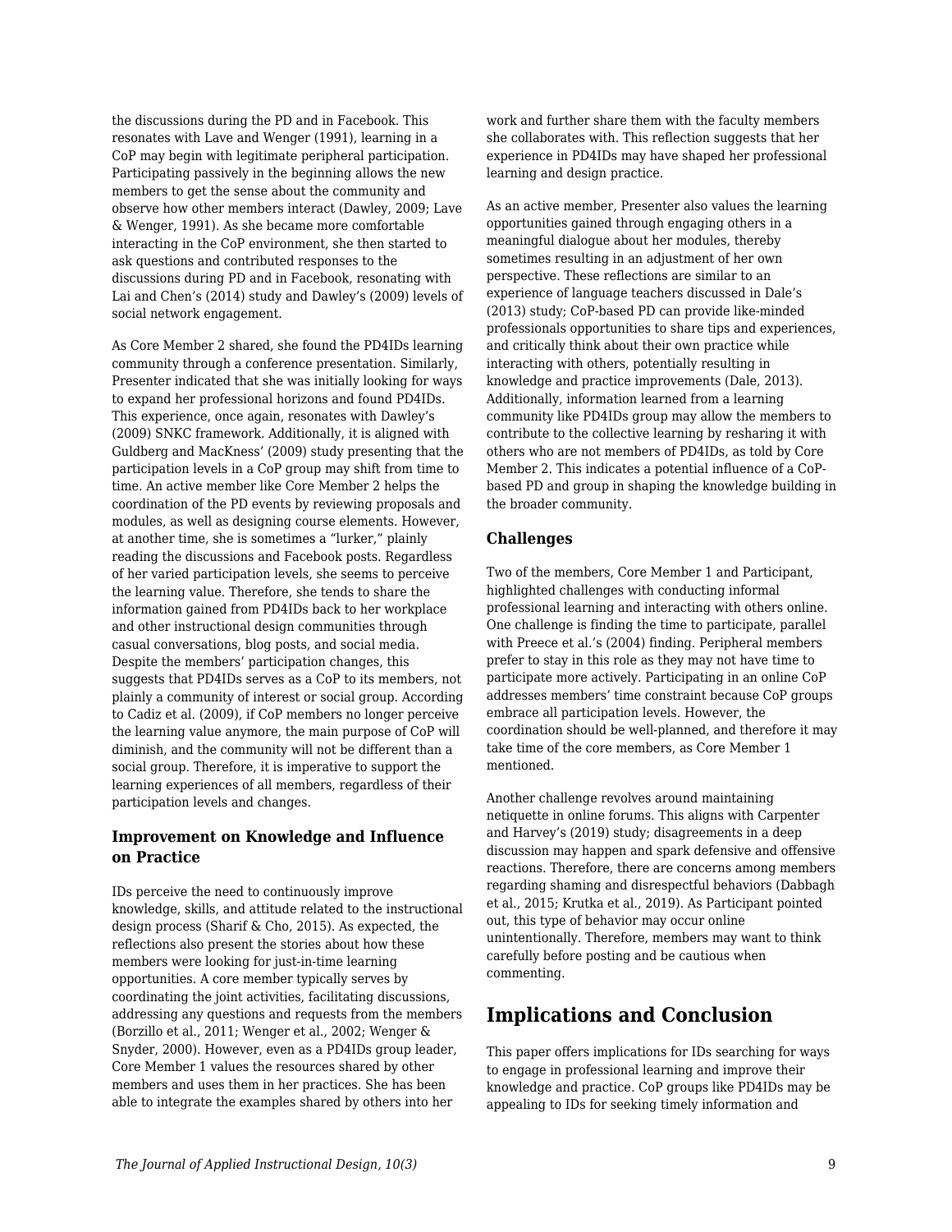the discussions during the PD and in Facebook. This resonates with Lave and Wenger (1991), learning in a CoP may begin with legitimate peripheral participation. Participating passively in the beginning allows the new members to get the sense about the community and observe how other members interact (Dawley, 2009; Lave & Wenger, 1991). As she became more comfortable interacting in the CoP environment, she then started to ask questions and contributed responses to the discussions during PD and in Facebook, resonating with Lai and Chen's (2014) study and Dawley's (2009) levels of social network engagement.

As Core Member 2 shared, she found the PD4IDs learning community through a conference presentation. Similarly, Presenter indicated that she was initially looking for ways to expand her professional horizons and found PD4IDs. This experience, once again, resonates with Dawley's (2009) SNKC framework. Additionally, it is aligned with Guldberg and MacKness' (2009) study presenting that the participation levels in a CoP group may shift from time to time. An active member like Core Member 2 helps the coordination of the PD events by reviewing proposals and modules, as well as designing course elements. However, at another time, she is sometimes a "lurker," plainly reading the discussions and Facebook posts. Regardless of her varied participation levels, she seems to perceive the learning value. Therefore, she tends to share the information gained from PD4IDs back to her workplace and other instructional design communities through casual conversations, blog posts, and social media. Despite the members' participation changes, this suggests that PD4IDs serves as a CoP to its members, not plainly a community of interest or social group. According to Cadiz et al. (2009), if CoP members no longer perceive the learning value anymore, the main purpose of CoP will diminish, and the community will not be different than a social group. Therefore, it is imperative to support the learning experiences of all members, regardless of their participation levels and changes.

### Improvement on Knowledge and Influence on Practice

IDs perceive the need to continuously improve knowledge, skills, and attitude related to the instructional design process (Sharif & Cho, 2015). As expected, the reflections also present the stories about how these members were looking for just-in-time learning opportunities. A core member typically serves by coordinating the joint activities, facilitating discussions, addressing any questions and requests from the members (Borzillo et al., 2011; Wenger et al., 2002; Wenger & Snyder, 2000). However, even as a PD4IDs group leader, Core Member 1 values the resources shared by other members and uses them in her practices. She has been able to integrate the examples shared by others into her work and further share them with the faculty members she collaborates with. This reflection suggests that her experience in PD4IDs may have shaped her professional learning and design practice.

As an active member, Presenter also values the learning opportunities gained through engaging others in a meaningful dialogue about her modules, thereby sometimes resulting in an adjustment of her own perspective. These reflections are similar to an experience of language teachers discussed in Dale's (2013) study; CoP-based PD can provide like-minded professionals opportunities to share tips and experiences, and critically think about their own practice while interacting with others, potentially resulting in knowledge and practice improvements (Dale, 2013). Additionally, information learned from a learning community like PD4IDs group may allow the members to contribute to the collective learning by resharing it with others who are not members of PD4IDs, as told by Core Member 2. This indicates a potential influence of a CoP-based PD and group in shaping the knowledge building in the broader community.

### Challenges

Two of the members, Core Member 1 and Participant, highlighted challenges with conducting informal professional learning and interacting with others online. One challenge is finding the time to participate, parallel with Preece et al.'s (2004) finding. Peripheral members prefer to stay in this role as they may not have time to participate more actively. Participating in an online CoP addresses members' time constraint because CoP groups embrace all participation levels. However, the coordination should be well-planned, and therefore it may take time of the core members, as Core Member 1 mentioned.

Another challenge revolves around maintaining netiquette in online forums. This aligns with Carpenter and Harvey's (2019) study; disagreements in a deep discussion may happen and spark defensive and offensive reactions. Therefore, there are concerns among members regarding shaming and disrespectful behaviors (Dabbagh et al., 2015; Krutka et al., 2019). As Participant pointed out, this type of behavior may occur online unintentionally. Therefore, members may want to think carefully before posting and be cautious when commenting.

## Implications and Conclusion

This paper offers implications for IDs searching for ways to engage in professional learning and improve their knowledge and practice. CoP groups like PD4IDs may be appealing to IDs for seeking timely information and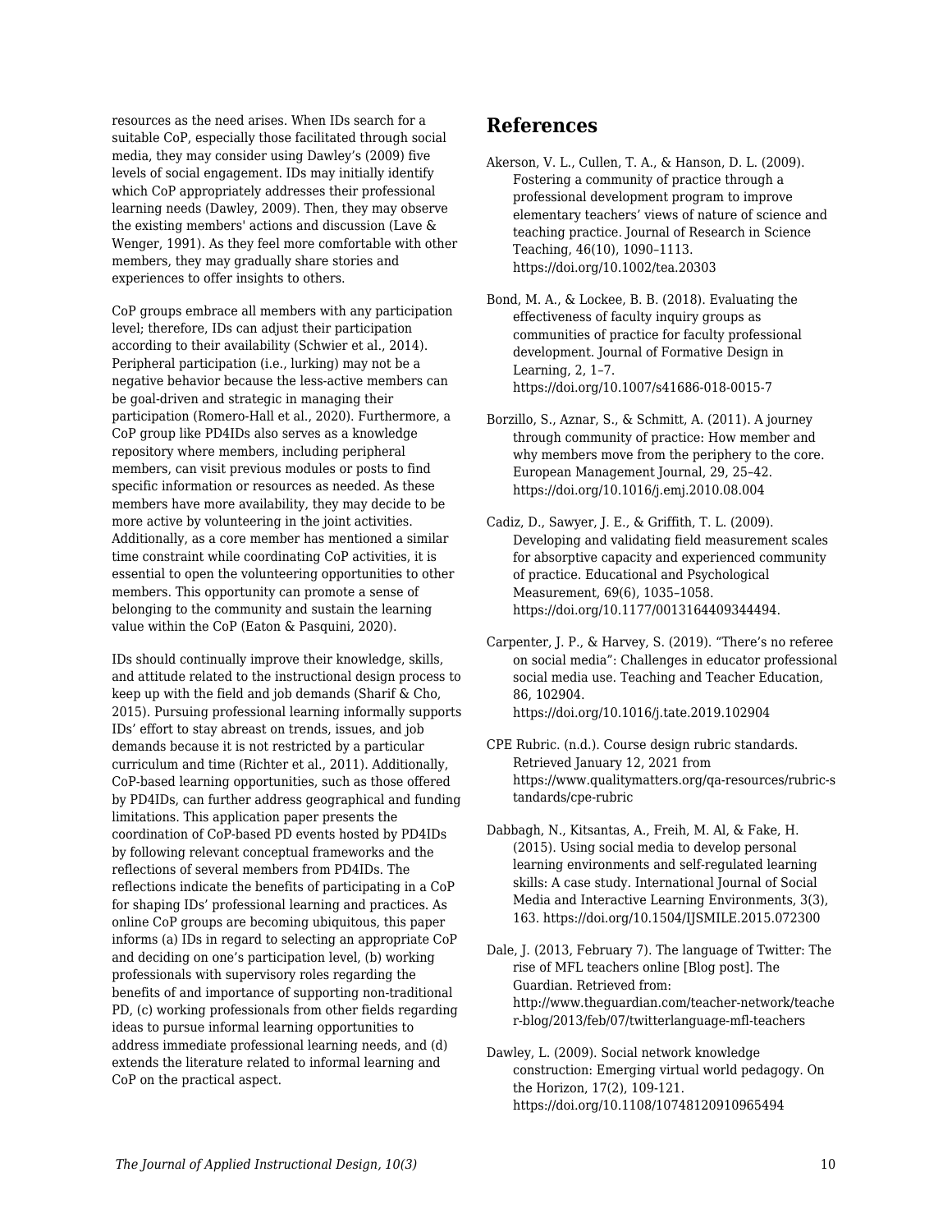resources as the need arises. When IDs search for a suitable CoP, especially those facilitated through social media, they may consider using Dawley's (2009) five levels of social engagement. IDs may initially identify which CoP appropriately addresses their professional learning needs (Dawley, 2009). Then, they may observe the existing members' actions and discussion (Lave & Wenger, 1991). As they feel more comfortable with other members, they may gradually share stories and experiences to offer insights to others.

CoP groups embrace all members with any participation level; therefore, IDs can adjust their participation according to their availability (Schwier et al., 2014). Peripheral participation (i.e., lurking) may not be a negative behavior because the less-active members can be goal-driven and strategic in managing their participation (Romero-Hall et al., 2020). Furthermore, a CoP group like PD4IDs also serves as a knowledge repository where members, including peripheral members, can visit previous modules or posts to find specific information or resources as needed. As these members have more availability, they may decide to be more active by volunteering in the joint activities. Additionally, as a core member has mentioned a similar time constraint while coordinating CoP activities, it is essential to open the volunteering opportunities to other members. This opportunity can promote a sense of belonging to the community and sustain the learning value within the CoP (Eaton & Pasquini, 2020).

IDs should continually improve their knowledge, skills, and attitude related to the instructional design process to keep up with the field and job demands (Sharif & Cho, 2015). Pursuing professional learning informally supports IDs' effort to stay abreast on trends, issues, and job demands because it is not restricted by a particular curriculum and time (Richter et al., 2011). Additionally, CoP-based learning opportunities, such as those offered by PD4IDs, can further address geographical and funding limitations. This application paper presents the coordination of CoP-based PD events hosted by PD4IDs by following relevant conceptual frameworks and the reflections of several members from PD4IDs. The reflections indicate the benefits of participating in a CoP for shaping IDs' professional learning and practices. As online CoP groups are becoming ubiquitous, this paper informs (a) IDs in regard to selecting an appropriate CoP and deciding on one's participation level, (b) working professionals with supervisory roles regarding the benefits of and importance of supporting non-traditional PD, (c) working professionals from other fields regarding ideas to pursue informal learning opportunities to address immediate professional learning needs, and (d) extends the literature related to informal learning and CoP on the practical aspect.

## References

Akerson, V. L., Cullen, T. A., & Hanson, D. L. (2009). Fostering a community of practice through a professional development program to improve elementary teachers' views of nature of science and teaching practice. Journal of Research in Science Teaching, 46(10), 1090–1113. https://doi.org/10.1002/tea.20303

Bond, M. A., & Lockee, B. B. (2018). Evaluating the effectiveness of faculty inquiry groups as communities of practice for faculty professional development. Journal of Formative Design in Learning, 2, 1–7. https://doi.org/10.1007/s41686-018-0015-7

Borzillo, S., Aznar, S., & Schmitt, A. (2011). A journey through community of practice: How member and why members move from the periphery to the core. European Management Journal, 29, 25–42. https://doi.org/10.1016/j.emj.2010.08.004

Cadiz, D., Sawyer, J. E., & Griffith, T. L. (2009). Developing and validating field measurement scales for absorptive capacity and experienced community of practice. Educational and Psychological Measurement, 69(6), 1035–1058. https://doi.org/10.1177/0013164409344494.

Carpenter, J. P., & Harvey, S. (2019). "There's no referee on social media": Challenges in educator professional social media use. Teaching and Teacher Education, 86, 102904. https://doi.org/10.1016/j.tate.2019.102904

CPE Rubric. (n.d.). Course design rubric standards. Retrieved January 12, 2021 from https://www.qualitymatters.org/qa-resources/rubric-standards/cpe-rubric

Dabbagh, N., Kitsantas, A., Freih, M. Al, & Fake, H. (2015). Using social media to develop personal learning environments and self-regulated learning skills: A case study. International Journal of Social Media and Interactive Learning Environments, 3(3), 163. https://doi.org/10.1504/IJSMILE.2015.072300

Dale, J. (2013, February 7). The language of Twitter: The rise of MFL teachers online [Blog post]. The Guardian. Retrieved from: http://www.theguardian.com/teacher-network/teacher-blog/2013/feb/07/twitterlanguage-mfl-teachers

Dawley, L. (2009). Social network knowledge construction: Emerging virtual world pedagogy. On the Horizon, 17(2), 109-121. https://doi.org/10.1108/10748120910965494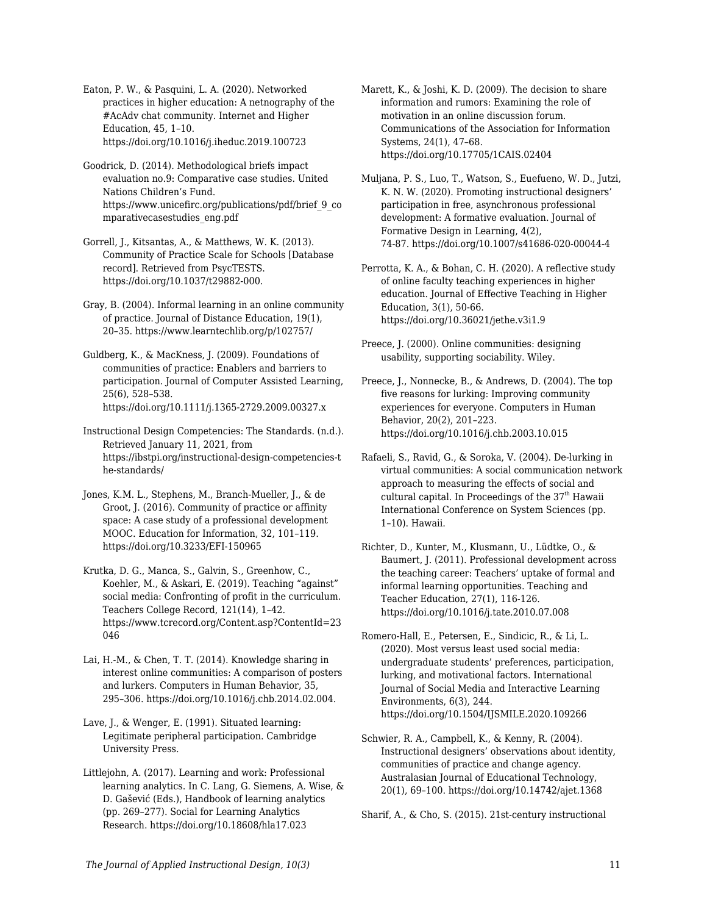Eaton, P. W., & Pasquini, L. A. (2020). Networked practices in higher education: A netnography of the #AcAdv chat community. Internet and Higher Education, 45, 1–10. https://doi.org/10.1016/j.iheduc.2019.100723

Goodrick, D. (2014). Methodological briefs impact evaluation no.9: Comparative case studies. United Nations Children's Fund. https://www.unicefirc.org/publications/pdf/brief_9_comparativecasestudies_eng.pdf

Gorrell, J., Kitsantas, A., & Matthews, W. K. (2013). Community of Practice Scale for Schools [Database record]. Retrieved from PsycTESTS. https://doi.org/10.1037/t29882-000.

Gray, B. (2004). Informal learning in an online community of practice. Journal of Distance Education, 19(1), 20–35. https://www.learntechlib.org/p/102757/

Guldberg, K., & MacKness, J. (2009). Foundations of communities of practice: Enablers and barriers to participation. Journal of Computer Assisted Learning, 25(6), 528–538. https://doi.org/10.1111/j.1365-2729.2009.00327.x

Instructional Design Competencies: The Standards. (n.d.). Retrieved January 11, 2021, from https://ibstpi.org/instructional-design-competencies-the-standards/

Jones, K.M. L., Stephens, M., Branch-Mueller, J., & de Groot, J. (2016). Community of practice or affinity space: A case study of a professional development MOOC. Education for Information, 32, 101–119. https://doi.org/10.3233/EFI-150965

Krutka, D. G., Manca, S., Galvin, S., Greenhow, C., Koehler, M., & Askari, E. (2019). Teaching "against" social media: Confronting of profit in the curriculum. Teachers College Record, 121(14), 1–42. https://www.tcrecord.org/Content.asp?ContentId=23046

Lai, H.-M., & Chen, T. T. (2014). Knowledge sharing in interest online communities: A comparison of posters and lurkers. Computers in Human Behavior, 35, 295–306. https://doi.org/10.1016/j.chb.2014.02.004.

Lave, J., & Wenger, E. (1991). Situated learning: Legitimate peripheral participation. Cambridge University Press.

Littlejohn, A. (2017). Learning and work: Professional learning analytics. In C. Lang, G. Siemens, A. Wise, & D. Gašević (Eds.), Handbook of learning analytics (pp. 269–277). Social for Learning Analytics Research. https://doi.org/10.18608/hla17.023

Marett, K., & Joshi, K. D. (2009). The decision to share information and rumors: Examining the role of motivation in an online discussion forum. Communications of the Association for Information Systems, 24(1), 47–68. https://doi.org/10.17705/1CAIS.02404

Muljana, P. S., Luo, T., Watson, S., Euefueno, W. D., Jutzi, K. N. W. (2020). Promoting instructional designers' participation in free, asynchronous professional development: A formative evaluation. Journal of Formative Design in Learning, 4(2), 74-87. https://doi.org/10.1007/s41686-020-00044-4

Perrotta, K. A., & Bohan, C. H. (2020). A reflective study of online faculty teaching experiences in higher education. Journal of Effective Teaching in Higher Education, 3(1), 50-66. https://doi.org/10.36021/jethe.v3i1.9

Preece, J. (2000). Online communities: designing usability, supporting sociability. Wiley.

Preece, J., Nonnecke, B., & Andrews, D. (2004). The top five reasons for lurking: Improving community experiences for everyone. Computers in Human Behavior, 20(2), 201–223. https://doi.org/10.1016/j.chb.2003.10.015

Rafaeli, S., Ravid, G., & Soroka, V. (2004). De-lurking in virtual communities: A social communication network approach to measuring the effects of social and cultural capital. In Proceedings of the 37th Hawaii International Conference on System Sciences (pp. 1–10). Hawaii.

Richter, D., Kunter, M., Klusmann, U., Lüdtke, O., & Baumert, J. (2011). Professional development across the teaching career: Teachers' uptake of formal and informal learning opportunities. Teaching and Teacher Education, 27(1), 116-126. https://doi.org/10.1016/j.tate.2010.07.008

Romero-Hall, E., Petersen, E., Sindicic, R., & Li, L. (2020). Most versus least used social media: undergraduate students' preferences, participation, lurking, and motivational factors. International Journal of Social Media and Interactive Learning Environments, 6(3), 244. https://doi.org/10.1504/IJSMILE.2020.109266

Schwier, R. A., Campbell, K., & Kenny, R. (2004). Instructional designers' observations about identity, communities of practice and change agency. Australasian Journal of Educational Technology, 20(1), 69–100. https://doi.org/10.14742/ajet.1368

Sharif, A., & Cho, S. (2015). 21st-century instructional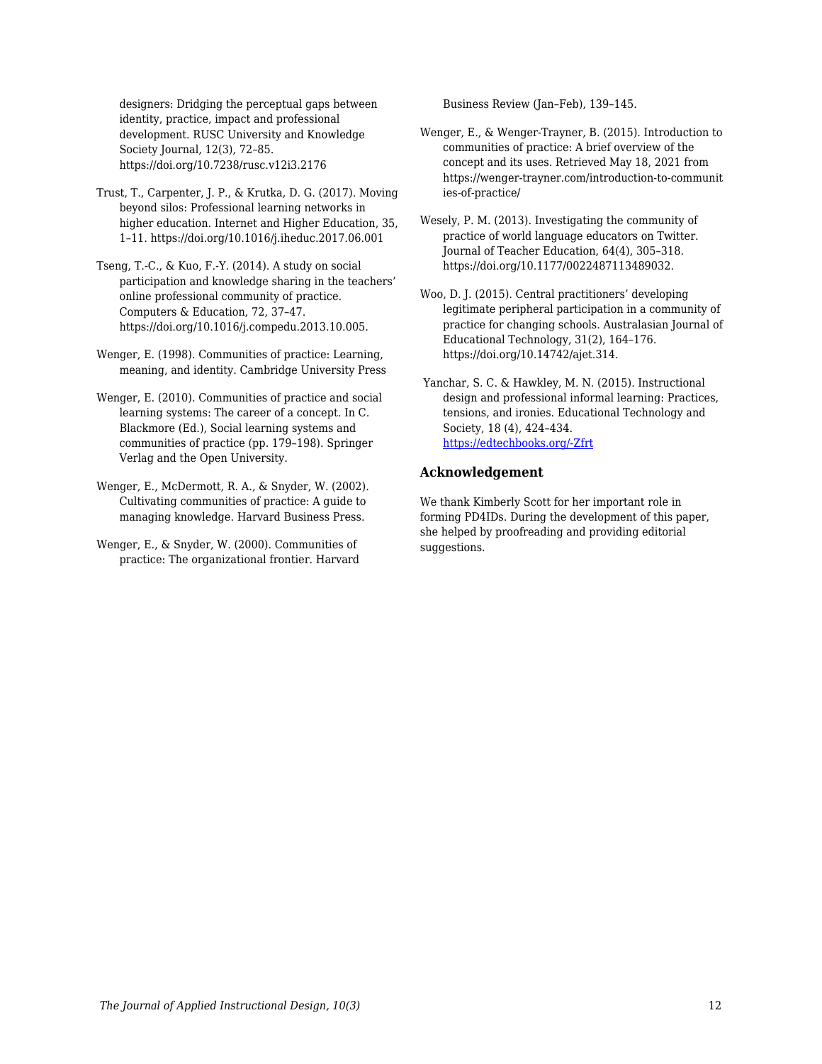designers: Dridging the perceptual gaps between identity, practice, impact and professional development. RUSC University and Knowledge Society Journal, 12(3), 72–85. https://doi.org/10.7238/rusc.v12i3.2176

Trust, T., Carpenter, J. P., & Krutka, D. G. (2017). Moving beyond silos: Professional learning networks in higher education. Internet and Higher Education, 35, 1–11. https://doi.org/10.1016/j.iheduc.2017.06.001

Tseng, T.-C., & Kuo, F.-Y. (2014). A study on social participation and knowledge sharing in the teachers' online professional community of practice. Computers & Education, 72, 37–47. https://doi.org/10.1016/j.compedu.2013.10.005.

Wenger, E. (1998). Communities of practice: Learning, meaning, and identity. Cambridge University Press

Wenger, E. (2010). Communities of practice and social learning systems: The career of a concept. In C. Blackmore (Ed.), Social learning systems and communities of practice (pp. 179–198). Springer Verlag and the Open University.

Wenger, E., McDermott, R. A., & Snyder, W. (2002). Cultivating communities of practice: A guide to managing knowledge. Harvard Business Press.

Wenger, E., & Snyder, W. (2000). Communities of practice: The organizational frontier. Harvard Business Review (Jan–Feb), 139–145.

Wenger, E., & Wenger-Trayner, B. (2015). Introduction to communities of practice: A brief overview of the concept and its uses. Retrieved May 18, 2021 from https://wenger-trayner.com/introduction-to-communities-of-practice/

Wesely, P. M. (2013). Investigating the community of practice of world language educators on Twitter. Journal of Teacher Education, 64(4), 305–318. https://doi.org/10.1177/0022487113489032.

Woo, D. J. (2015). Central practitioners' developing legitimate peripheral participation in a community of practice for changing schools. Australasian Journal of Educational Technology, 31(2), 164–176. https://doi.org/10.14742/ajet.314.

Yanchar, S. C. & Hawkley, M. N. (2015). Instructional design and professional informal learning: Practices, tensions, and ironies. Educational Technology and Society, 18 (4), 424–434. https://edtechbooks.org/-Zfrt

### Acknowledgement

We thank Kimberly Scott for her important role in forming PD4IDs. During the development of this paper, she helped by proofreading and providing editorial suggestions.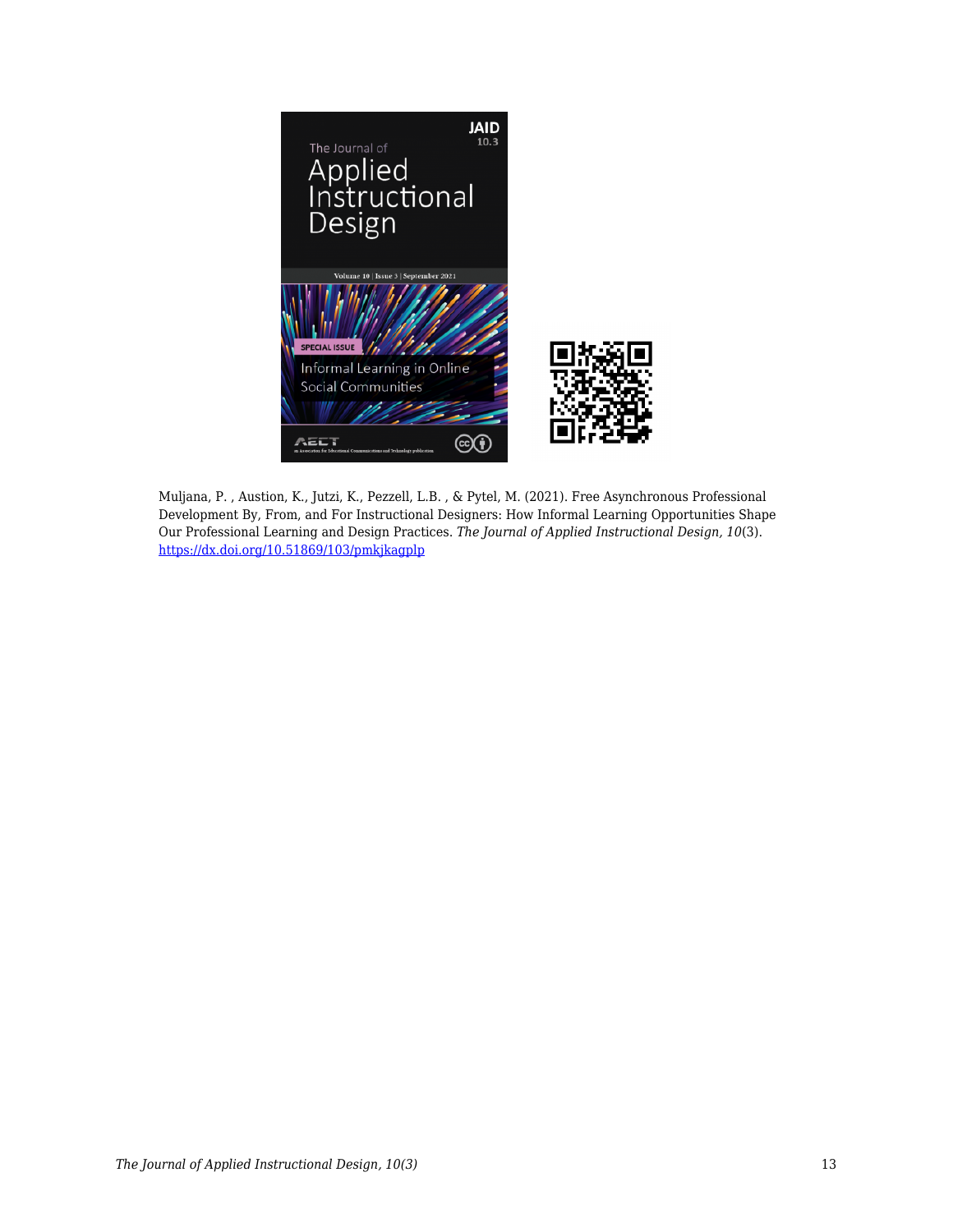Muljana, P. , Austion, K., Jutzi, K., Pezzell, L.B. , & Pytel, M. (2021). Free Asynchronous Professional Development By, From, and For Instructional Designers: How Informal Learning Opportunities Shape Our Professional Learning and Design Practices. *The Journal of Applied Instructional Design, 10*(3). https://dx.doi.org/10.51869/103/pmkjkagplp